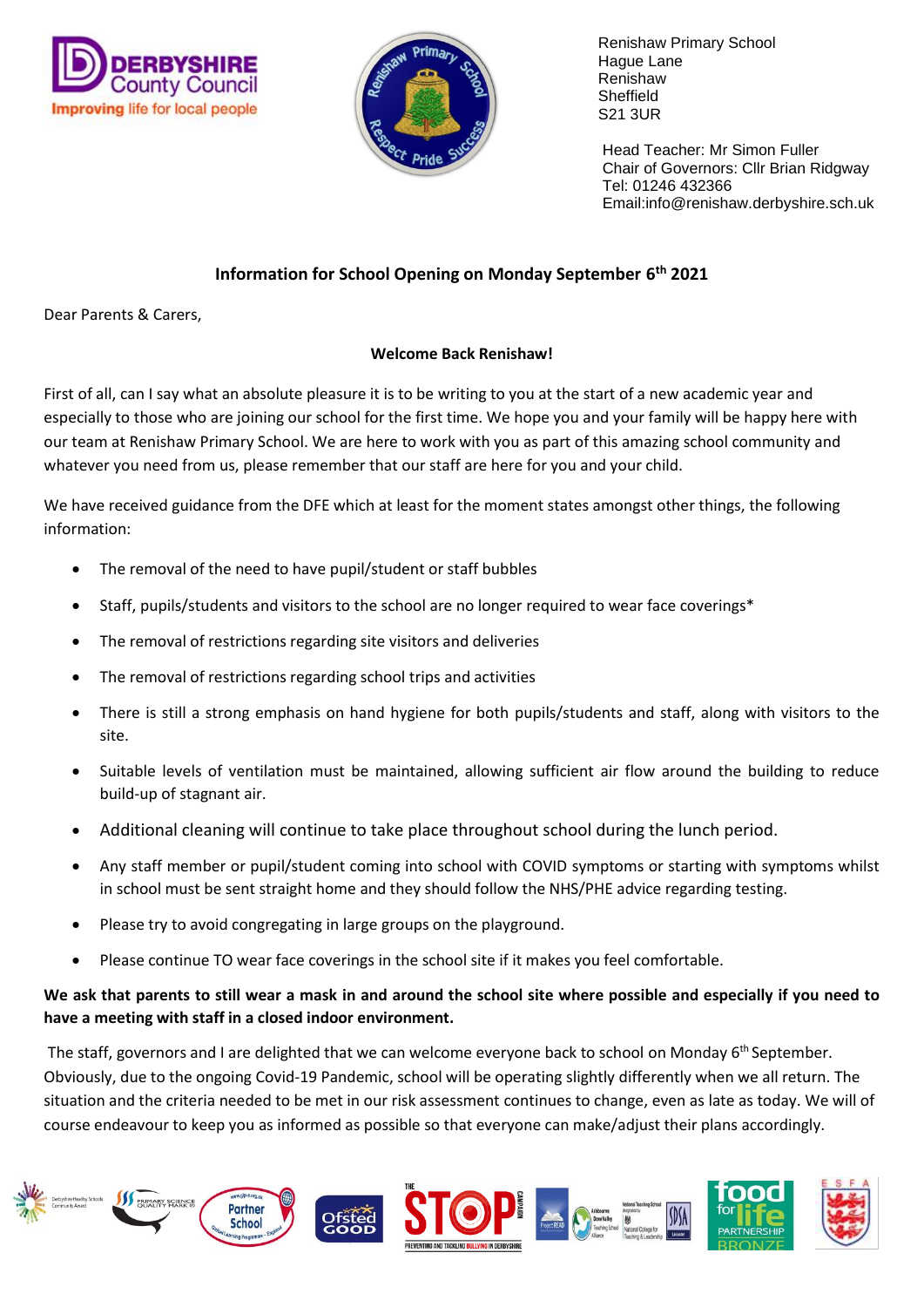Renishaw Primary School
Hague Lane
Renishaw
Sheffield
S21 3UR

Head Teacher: Mr Simon Fuller
Chair of Governors: Cllr Brian Ridgway
Tel: 01246 432366
Email:info@renishaw.derbyshire.sch.uk

## Information for School Opening on Monday September 6th 2021

Dear Parents & Carers,

**Welcome Back Renishaw!**

First of all, can I say what an absolute pleasure it is to be writing to you at the start of a new academic year and especially to those who are joining our school for the first time. We hope you and your family will be happy here with our team at Renishaw Primary School. We are here to work with you as part of this amazing school community and whatever you need from us, please remember that our staff are here for you and your child.

We have received guidance from the DFE which at least for the moment states amongst other things, the following information:

- The removal of the need to have pupil/student or staff bubbles
- Staff, pupils/students and visitors to the school are no longer required to wear face coverings*
- The removal of restrictions regarding site visitors and deliveries
- The removal of restrictions regarding school trips and activities
- There is still a strong emphasis on hand hygiene for both pupils/students and staff, along with visitors to the site.
- Suitable levels of ventilation must be maintained, allowing sufficient air flow around the building to reduce build-up of stagnant air.
- Additional cleaning will continue to take place throughout school during the lunch period.
- Any staff member or pupil/student coming into school with COVID symptoms or starting with symptoms whilst in school must be sent straight home and they should follow the NHS/PHE advice regarding testing.
- Please try to avoid congregating in large groups on the playground.
- Please continue TO wear face coverings in the school site if it makes you feel comfortable.

**We ask that parents to still wear a mask in and around the school site where possible and especially if you need to have a meeting with staff in a closed indoor environment.**

The staff, governors and I are delighted that we can welcome everyone back to school on Monday 6th September. Obviously, due to the ongoing Covid-19 Pandemic, school will be operating slightly differently when we all return. The situation and the criteria needed to be met in our risk assessment continues to change, even as late as today. We will of course endeavour to keep you as informed as possible so that everyone can make/adjust their plans accordingly.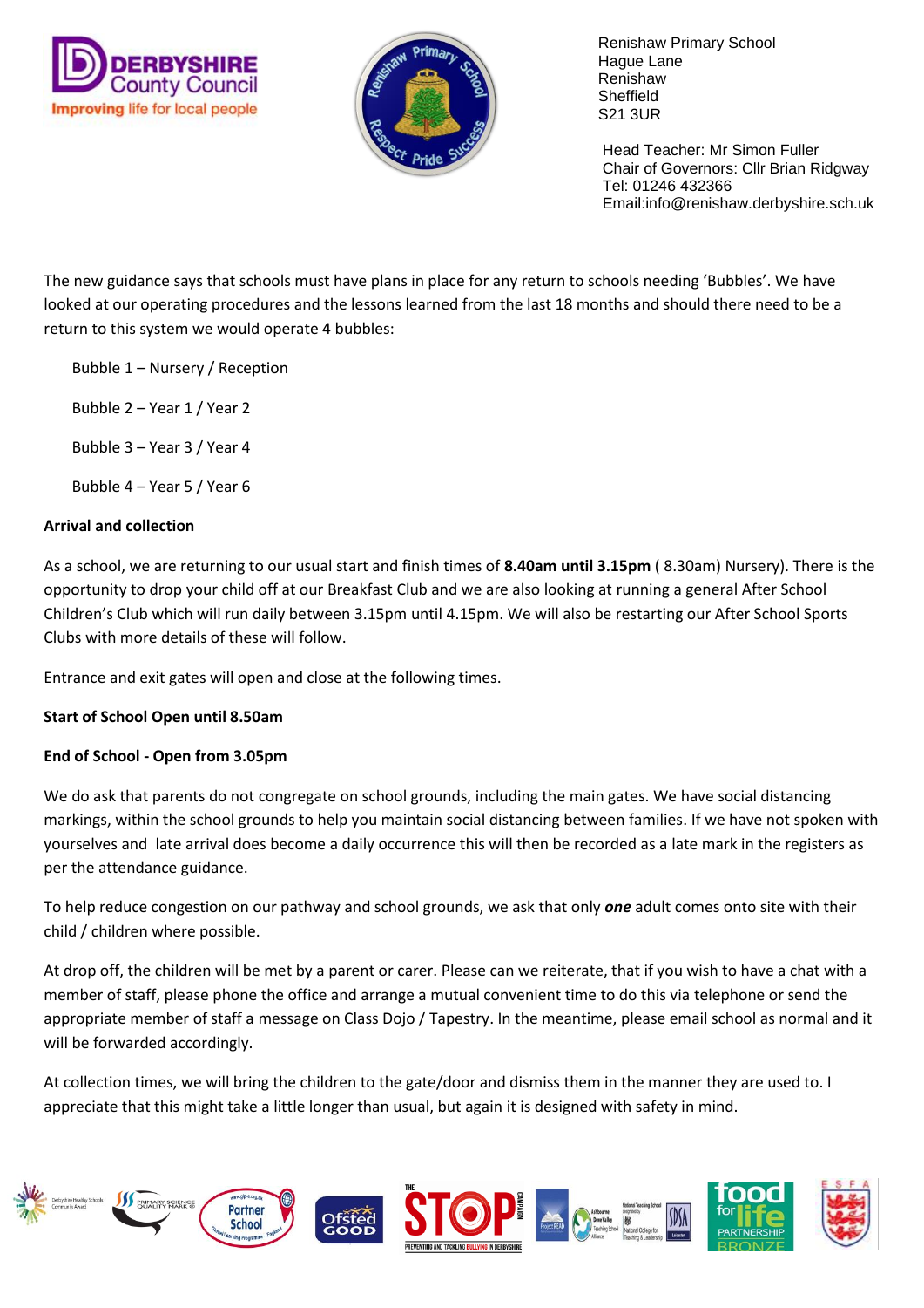Renishaw Primary School
Hague Lane
Renishaw
Sheffield
S21 3UR

Head Teacher: Mr Simon Fuller
Chair of Governors: Cllr Brian Ridgway
Tel: 01246 432366
Email:info@renishaw.derbyshire.sch.uk

The new guidance says that schools must have plans in place for any return to schools needing 'Bubbles'. We have looked at our operating procedures and the lessons learned from the last 18 months and should there need to be a return to this system we would operate 4 bubbles:

Bubble 1 – Nursery / Reception

Bubble 2 – Year 1 / Year 2

Bubble 3 – Year 3 / Year 4

Bubble 4 – Year 5 / Year 6

**Arrival and collection**

As a school, we are returning to our usual start and finish times of **8.40am until 3.15pm** ( 8.30am) Nursery). There is the opportunity to drop your child off at our Breakfast Club and we are also looking at running a general After School Children's Club which will run daily between 3.15pm until 4.15pm. We will also be restarting our After School Sports Clubs with more details of these will follow.

Entrance and exit gates will open and close at the following times.

**Start of School Open until 8.50am**

**End of School - Open from 3.05pm**

We do ask that parents do not congregate on school grounds, including the main gates. We have social distancing markings, within the school grounds to help you maintain social distancing between families. If we have not spoken with yourselves and late arrival does become a daily occurrence this will then be recorded as a late mark in the registers as per the attendance guidance.

To help reduce congestion on our pathway and school grounds, we ask that only ***one*** adult comes onto site with their child / children where possible.

At drop off, the children will be met by a parent or carer. Please can we reiterate, that if you wish to have a chat with a member of staff, please phone the office and arrange a mutual convenient time to do this via telephone or send the appropriate member of staff a message on Class Dojo / Tapestry. In the meantime, please email school as normal and it will be forwarded accordingly.

At collection times, we will bring the children to the gate/door and dismiss them in the manner they are used to. I appreciate that this might take a little longer than usual, but again it is designed with safety in mind.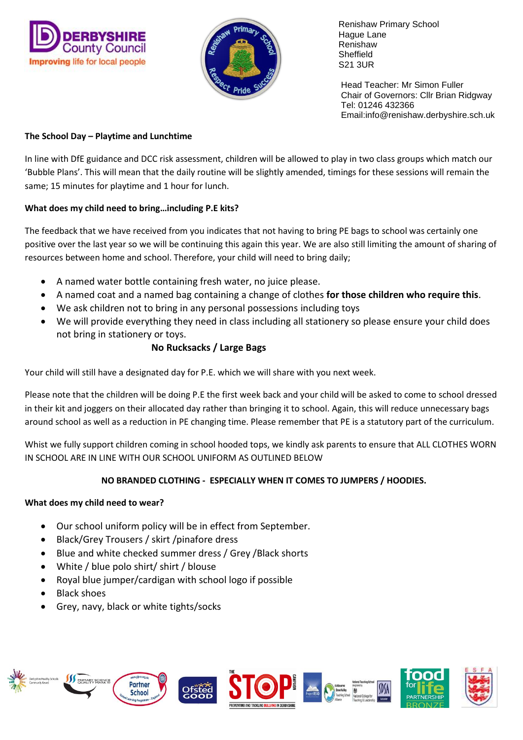Renishaw Primary School
Hague Lane
Renishaw
Sheffield
S21 3UR

Head Teacher: Mr Simon Fuller
Chair of Governors: Cllr Brian Ridgway
Tel: 01246 432366
Email:info@renishaw.derbyshire.sch.uk

**The School Day – Playtime and Lunchtime**

In line with DfE guidance and DCC risk assessment, children will be allowed to play in two class groups which match our 'Bubble Plans'. This will mean that the daily routine will be slightly amended, timings for these sessions will remain the same; 15 minutes for playtime and 1 hour for lunch.

**What does my child need to bring…including P.E kits?**

The feedback that we have received from you indicates that not having to bring PE bags to school was certainly one positive over the last year so we will be continuing this again this year. We are also still limiting the amount of sharing of resources between home and school. Therefore, your child will need to bring daily;

- A named water bottle containing fresh water, no juice please.
- A named coat and a named bag containing a change of clothes **for those children who require this**.
- We ask children not to bring in any personal possessions including toys
- We will provide everything they need in class including all stationery so please ensure your child does not bring in stationery or toys.

**No Rucksacks / Large Bags**

Your child will still have a designated day for P.E. which we will share with you next week.

Please note that the children will be doing P.E the first week back and your child will be asked to come to school dressed in their kit and joggers on their allocated day rather than bringing it to school. Again, this will reduce unnecessary bags around school as well as a reduction in PE changing time. Please remember that PE is a statutory part of the curriculum.

Whist we fully support children coming in school hooded tops, we kindly ask parents to ensure that ALL CLOTHES WORN IN SCHOOL ARE IN LINE WITH OUR SCHOOL UNIFORM AS OUTLINED BELOW

**NO BRANDED CLOTHING - ESPECIALLY WHEN IT COMES TO JUMPERS / HOODIES.**

**What does my child need to wear?**

- Our school uniform policy will be in effect from September.
- Black/Grey Trousers / skirt /pinafore dress
- Blue and white checked summer dress / Grey /Black shorts
- White / blue polo shirt/ shirt / blouse
- Royal blue jumper/cardigan with school logo if possible
- Black shoes
- Grey, navy, black or white tights/socks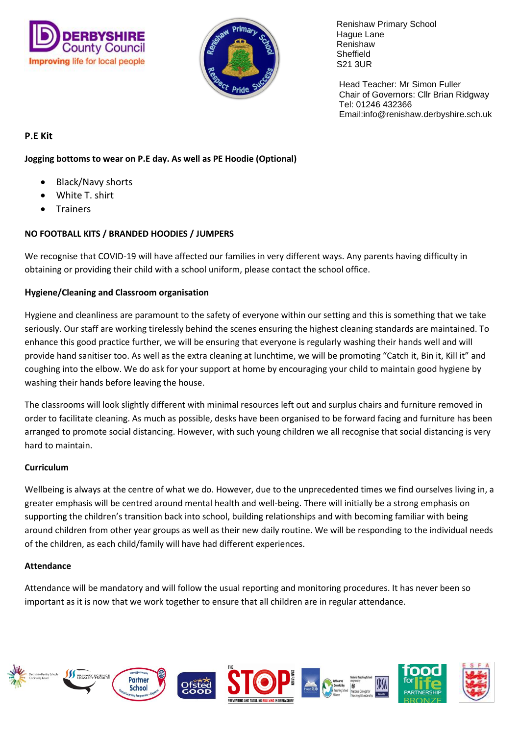Renishaw Primary School
Hague Lane
Renishaw
Sheffield
S21 3UR

Head Teacher: Mr Simon Fuller
Chair of Governors: Cllr Brian Ridgway
Tel: 01246 432366
Email:info@renishaw.derbyshire.sch.uk

**P.E Kit**

**Jogging bottoms to wear on P.E day. As well as PE Hoodie (Optional)**

- Black/Navy shorts
- White T. shirt
- Trainers

**NO FOOTBALL KITS / BRANDED HOODIES / JUMPERS**

We recognise that COVID-19 will have affected our families in very different ways. Any parents having difficulty in obtaining or providing their child with a school uniform, please contact the school office.

**Hygiene/Cleaning and Classroom organisation**

Hygiene and cleanliness are paramount to the safety of everyone within our setting and this is something that we take seriously. Our staff are working tirelessly behind the scenes ensuring the highest cleaning standards are maintained. To enhance this good practice further, we will be ensuring that everyone is regularly washing their hands well and will provide hand sanitiser too. As well as the extra cleaning at lunchtime, we will be promoting "Catch it, Bin it, Kill it" and coughing into the elbow. We do ask for your support at home by encouraging your child to maintain good hygiene by washing their hands before leaving the house.

The classrooms will look slightly different with minimal resources left out and surplus chairs and furniture removed in order to facilitate cleaning. As much as possible, desks have been organised to be forward facing and furniture has been arranged to promote social distancing. However, with such young children we all recognise that social distancing is very hard to maintain.

**Curriculum**

Wellbeing is always at the centre of what we do. However, due to the unprecedented times we find ourselves living in, a greater emphasis will be centred around mental health and well-being. There will initially be a strong emphasis on supporting the children's transition back into school, building relationships and with becoming familiar with being around children from other year groups as well as their new daily routine. We will be responding to the individual needs of the children, as each child/family will have had different experiences.

**Attendance**

Attendance will be mandatory and will follow the usual reporting and monitoring procedures. It has never been so important as it is now that we work together to ensure that all children are in regular attendance.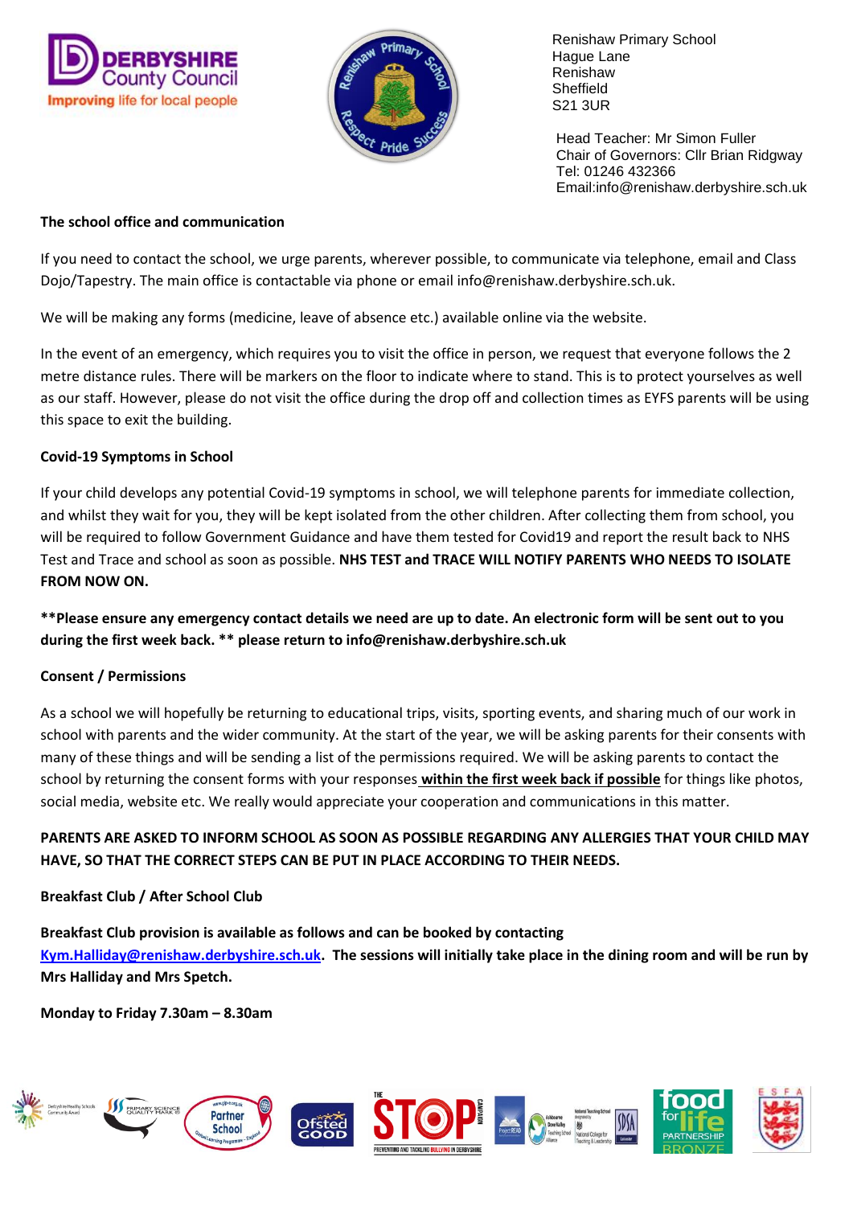Renishaw Primary School
Hague Lane
Renishaw
Sheffield
S21 3UR

Head Teacher: Mr Simon Fuller
Chair of Governors: Cllr Brian Ridgway
Tel: 01246 432366
Email:info@renishaw.derbyshire.sch.uk

**The school office and communication**

If you need to contact the school, we urge parents, wherever possible, to communicate via telephone, email and Class Dojo/Tapestry. The main office is contactable via phone or email info@renishaw.derbyshire.sch.uk.

We will be making any forms (medicine, leave of absence etc.) available online via the website.

In the event of an emergency, which requires you to visit the office in person, we request that everyone follows the 2 metre distance rules. There will be markers on the floor to indicate where to stand. This is to protect yourselves as well as our staff. However, please do not visit the office during the drop off and collection times as EYFS parents will be using this space to exit the building.

**Covid-19 Symptoms in School**

If your child develops any potential Covid-19 symptoms in school, we will telephone parents for immediate collection, and whilst they wait for you, they will be kept isolated from the other children. After collecting them from school, you will be required to follow Government Guidance and have them tested for Covid19 and report the result back to NHS Test and Trace and school as soon as possible. **NHS TEST and TRACE WILL NOTIFY PARENTS WHO NEEDS TO ISOLATE FROM NOW ON.**

**\*\*Please ensure any emergency contact details we need are up to date. An electronic form will be sent out to you during the first week back. \*\* please return to info@renishaw.derbyshire.sch.uk**

**Consent / Permissions**

As a school we will hopefully be returning to educational trips, visits, sporting events, and sharing much of our work in school with parents and the wider community. At the start of the year, we will be asking parents for their consents with many of these things and will be sending a list of the permissions required. We will be asking parents to contact the school by returning the consent forms with your responses **within the first week back if possible** for things like photos, social media, website etc. We really would appreciate your cooperation and communications in this matter.

**PARENTS ARE ASKED TO INFORM SCHOOL AS SOON AS POSSIBLE REGARDING ANY ALLERGIES THAT YOUR CHILD MAY HAVE, SO THAT THE CORRECT STEPS CAN BE PUT IN PLACE ACCORDING TO THEIR NEEDS.**

**Breakfast Club / After School Club**

**Breakfast Club provision is available as follows and can be booked by contacting Kym.Halliday@renishaw.derbyshire.sch.uk. The sessions will initially take place in the dining room and will be run by Mrs Halliday and Mrs Spetch.**

**Monday to Friday 7.30am – 8.30am**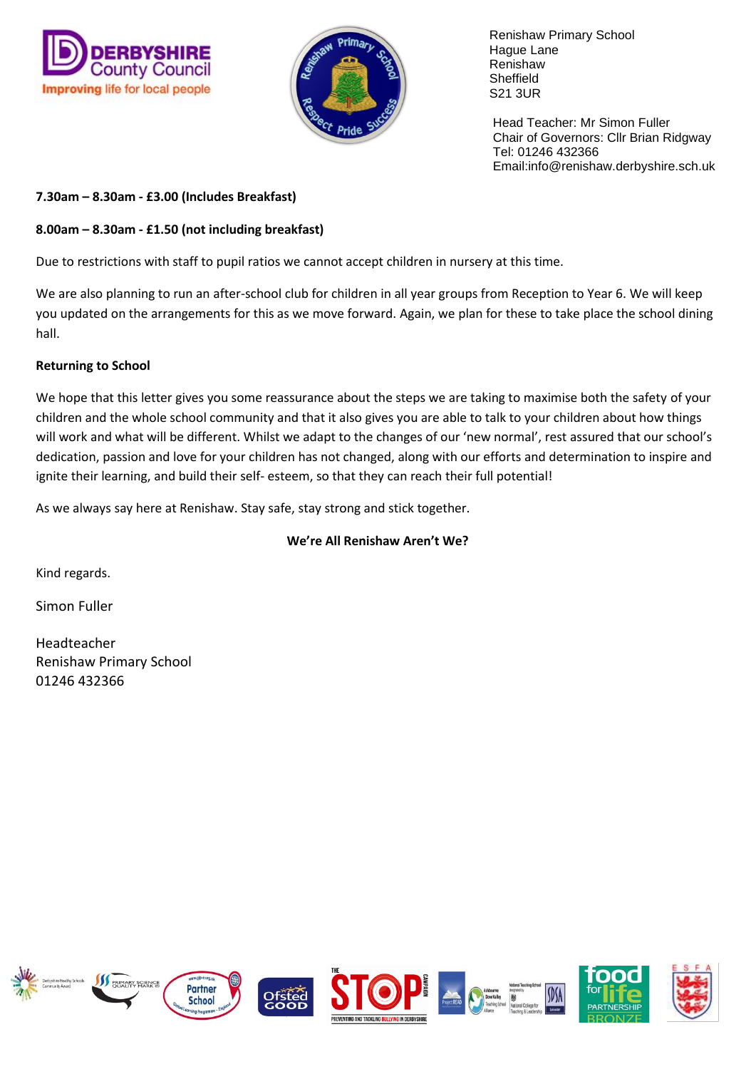Renishaw Primary School
Hague Lane
Renishaw
Sheffield
S21 3UR

Head Teacher: Mr Simon Fuller
Chair of Governors: Cllr Brian Ridgway
Tel: 01246 432366
Email:info@renishaw.derbyshire.sch.uk

**7.30am – 8.30am - £3.00 (Includes Breakfast)**

**8.00am – 8.30am - £1.50 (not including breakfast)**

Due to restrictions with staff to pupil ratios we cannot accept children in nursery at this time.

We are also planning to run an after-school club for children in all year groups from Reception to Year 6. We will keep you updated on the arrangements for this as we move forward. Again, we plan for these to take place the school dining hall.

**Returning to School**

We hope that this letter gives you some reassurance about the steps we are taking to maximise both the safety of your children and the whole school community and that it also gives you are able to talk to your children about how things will work and what will be different. Whilst we adapt to the changes of our 'new normal', rest assured that our school's dedication, passion and love for your children has not changed, along with our efforts and determination to inspire and ignite their learning, and build their self- esteem, so that they can reach their full potential!

As we always say here at Renishaw. Stay safe, stay strong and stick together.

**We're All Renishaw Aren't We?**

Kind regards.

Simon Fuller

Headteacher
Renishaw Primary School
01246 432366